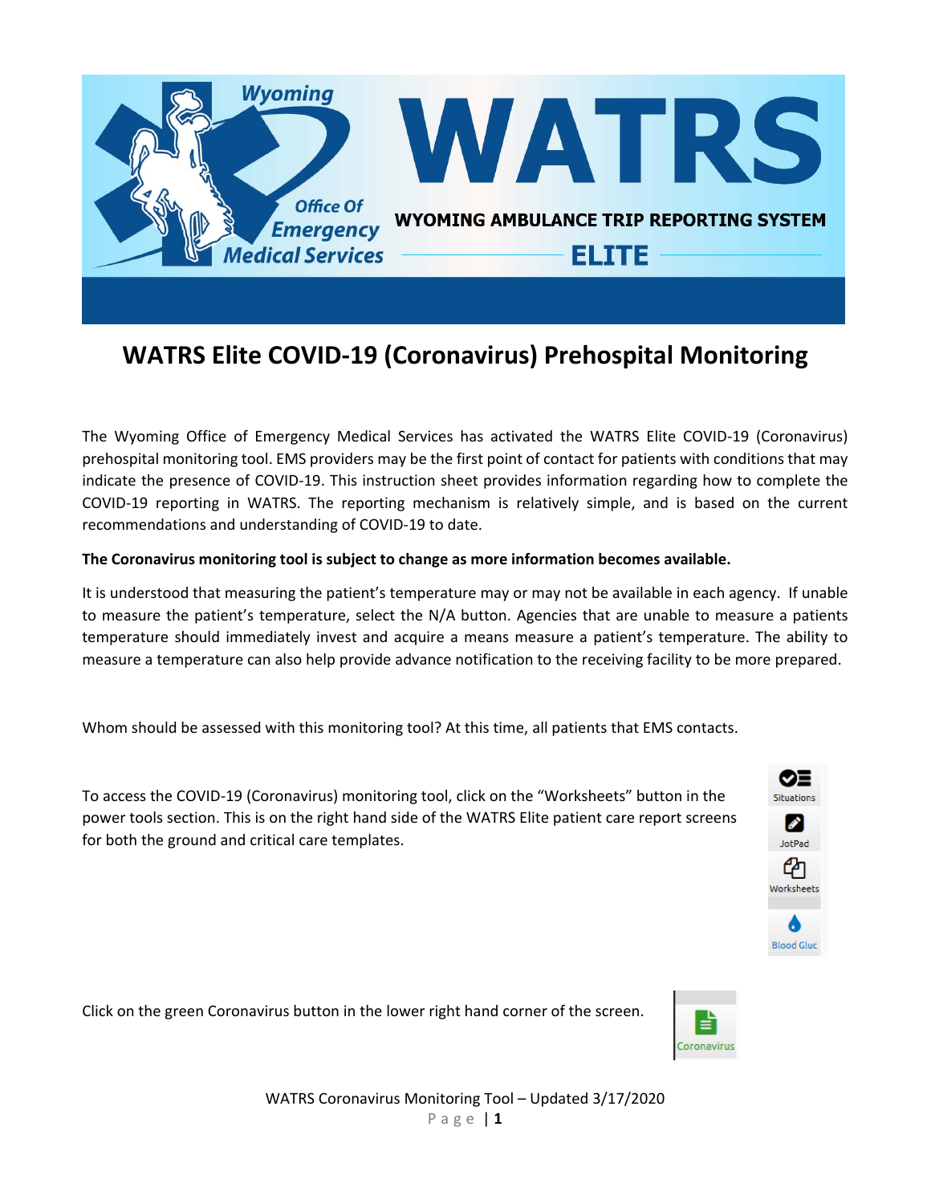# WATRS Elite COVID-19 (Coronavirus) Prehospital Monitoring

The Wyoming Office of Emergency Medical Services has activated the WATRS Elite COVID-19 (Coronavirus) prehospital monitoring tool. EMS providers may be the first point of contact for patients with conditions that may indicate the presence of COVID-19. This instruction sheet provides information regarding how to complete the COVID-19 reporting in WATRS. The reporting mechanism is relatively simple, and is based on the current recommendations and understanding of COVID-19 to date.

**The Coronavirus monitoring tool is subject to change as more information becomes available.**

It is understood that measuring the patient's temperature may or may not be available in each agency. If unable to measure the patient's temperature, select the N/A button. Agencies that are unable to measure a patients temperature should immediately invest and acquire a means measure a patient's temperature. The ability to measure a temperature can also help provide advance notification to the receiving facility to be more prepared.

Whom should be assessed with this monitoring tool? At this time, all patients that EMS contacts.

To access the COVID-19 (Coronavirus) monitoring tool, click on the "Worksheets" button in the power tools section. This is on the right hand side of the WATRS Elite patient care report screens for both the ground and critical care templates.

Click on the green Coronavirus button in the lower right hand corner of the screen.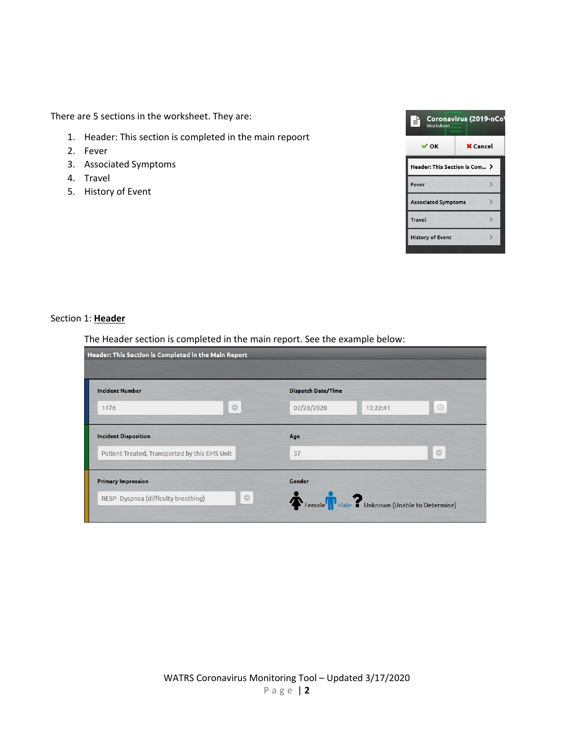There are 5 sections in the worksheet. They are:

1. Header: This section is completed in the main repoort
2. Fever
3. Associated Symptoms
4. Travel
5. History of Event

Section 1: **Header**

The Header section is completed in the main report. See the example below: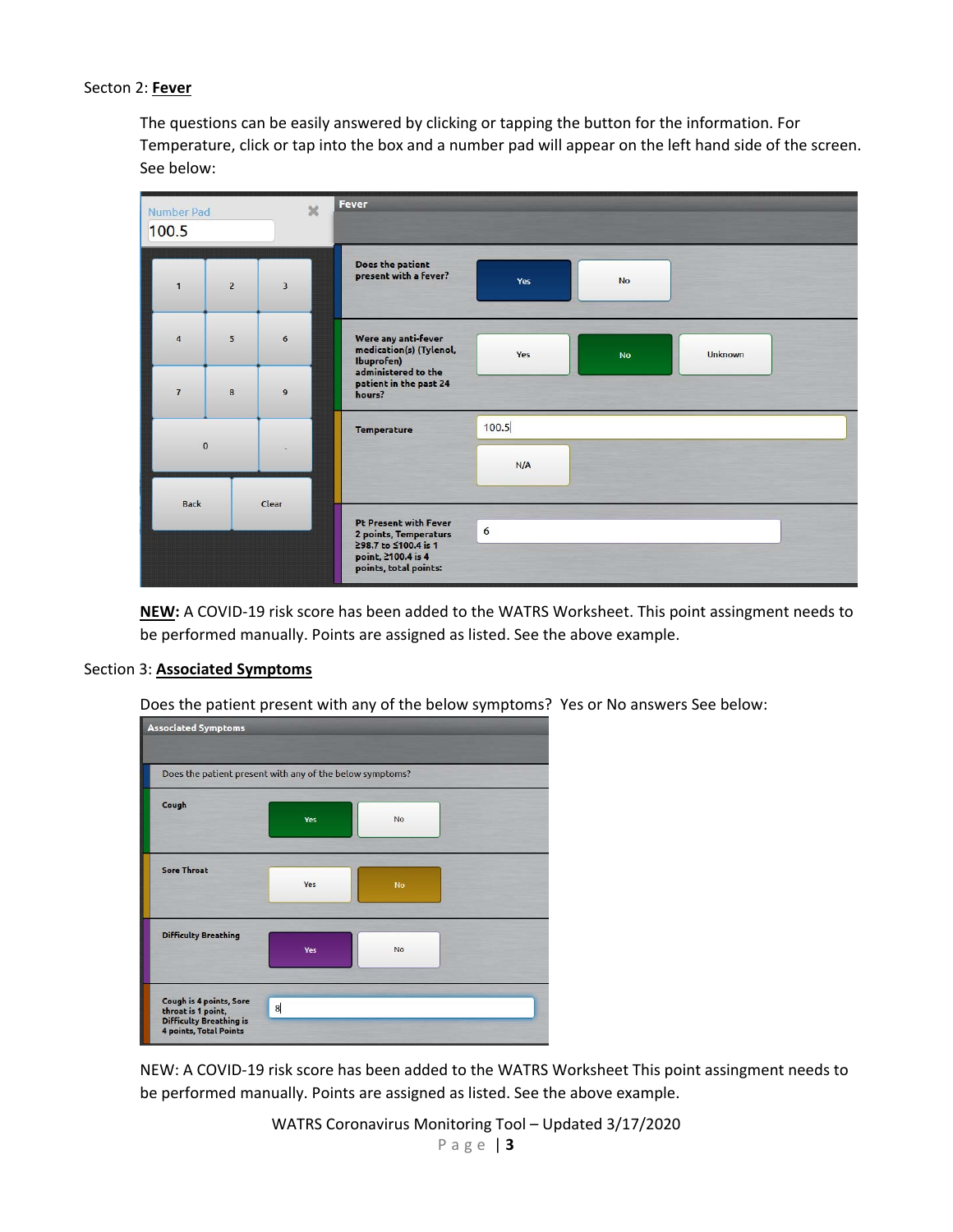Secton 2: **Fever**

The questions can be easily answered by clicking or tapping the button for the information. For Temperature, click or tap into the box and a number pad will appear on the left hand side of the screen. See below:

**NEW:** A COVID-19 risk score has been added to the WATRS Worksheet. This point assingment needs to be performed manually. Points are assigned as listed. See the above example.

Section 3: **Associated Symptoms**

Does the patient present with any of the below symptoms? Yes or No answers See below:

NEW: A COVID-19 risk score has been added to the WATRS Worksheet This point assignment needs to be performed manually. Points are assigned as listed. See the above example.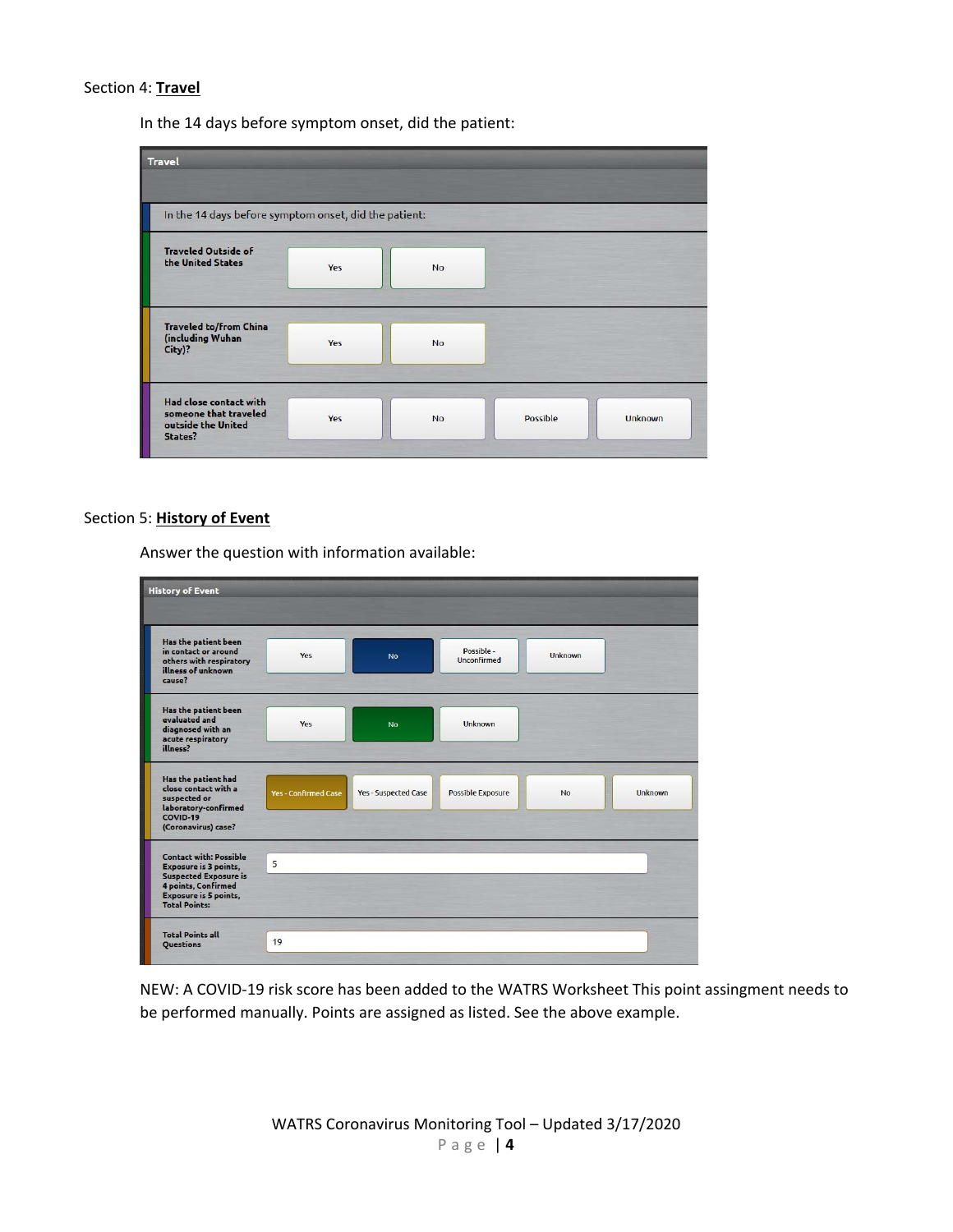Section 4: **Travel**

In the 14 days before symptom onset, did the patient:

| Travel | | | | |
|---|---|---|---|---|
| In the 14 days before symptom onset, did the patient: | | | | |
| Traveled Outside of the United States | Yes | No | | |
| Traveled to/from China (including Wuhan City)? | Yes | No | | |
| Had close contact with someone that traveled outside the United States? | Yes | No | Possible | Unknown |

Section 5: **History of Event**

Answer the question with information available:

| History of Event | | | | | |
|---|---|---|---|---|---|
| Has the patient been in contact or around others with respiratory illness of unknown cause? | Yes | No | Possible - Unconfirmed | Unknown | |
| Has the patient been evaluated and diagnosed with an acute respiratory illness? | Yes | No | Unknown | | |
| Has the patient had close contact with a suspected or laboratory-confirmed COVID-19 (Coronavirus) case? | Yes - Confirmed Case | Yes - Suspected Case | Possible Exposure | No | Unknown |
| Contact with: Possible Exposure is 3 points, Suspected Exposure is 4 points, Confirmed Exposure is 5 points, Total Points: | 5 | | | | |
| Total Points all Questions | 19 | | | | |

NEW: A COVID-19 risk score has been added to the WATRS Worksheet This point assignment needs to be performed manually. Points are assigned as listed. See the above example.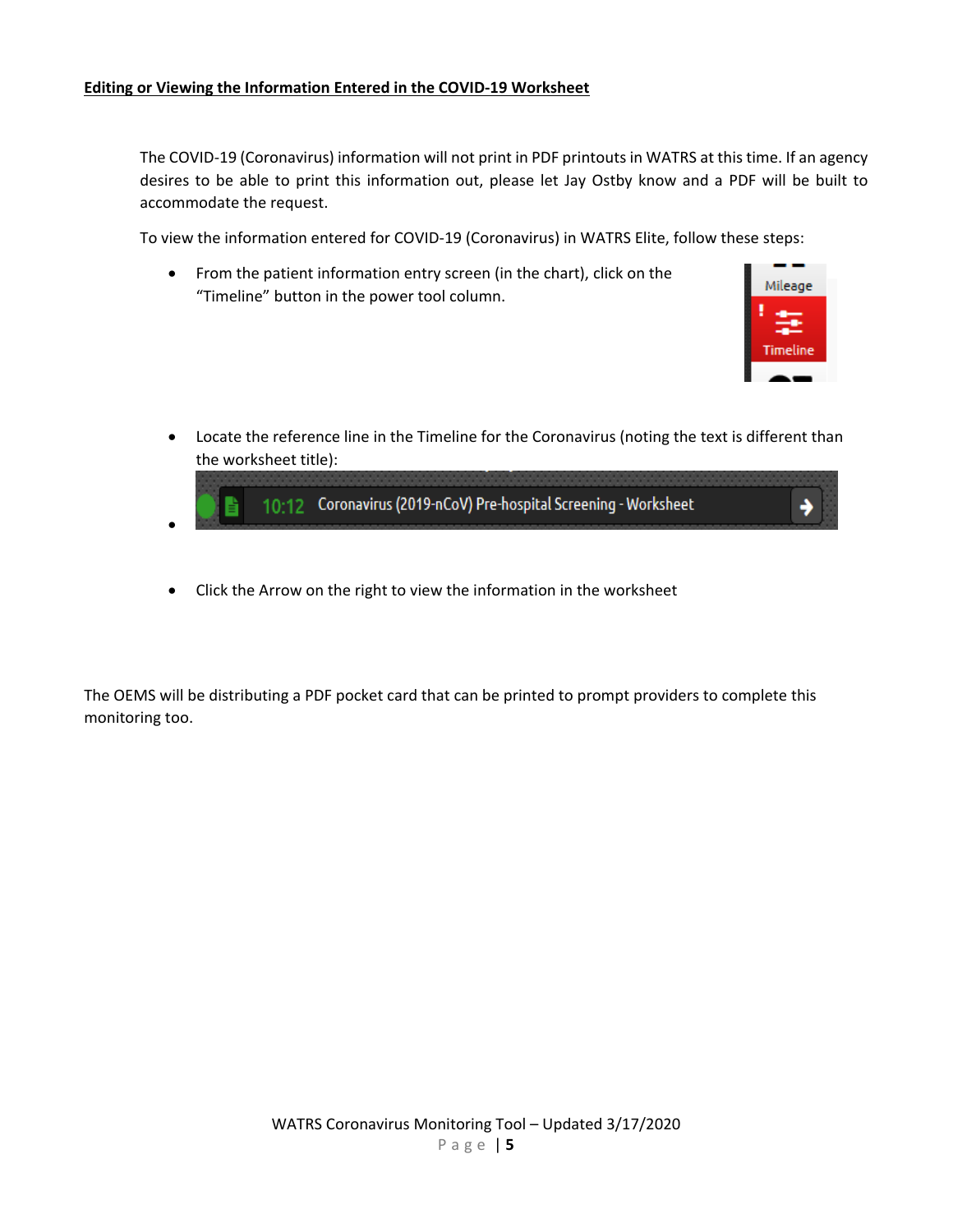**Editing or Viewing the Information Entered in the COVID-19 Worksheet**

The COVID-19 (Coronavirus) information will not print in PDF printouts in WATRS at this time. If an agency desires to be able to print this information out, please let Jay Ostby know and a PDF will be built to accommodate the request.

To view the information entered for COVID-19 (Coronavirus) in WATRS Elite, follow these steps:

- From the patient information entry screen (in the chart), click on the "Timeline" button in the power tool column.
- Locate the reference line in the Timeline for the Coronavirus (noting the text is different than the worksheet title):
- Click the Arrow on the right to view the information in the worksheet

The OEMS will be distributing a PDF pocket card that can be printed to prompt providers to complete this monitoring too.